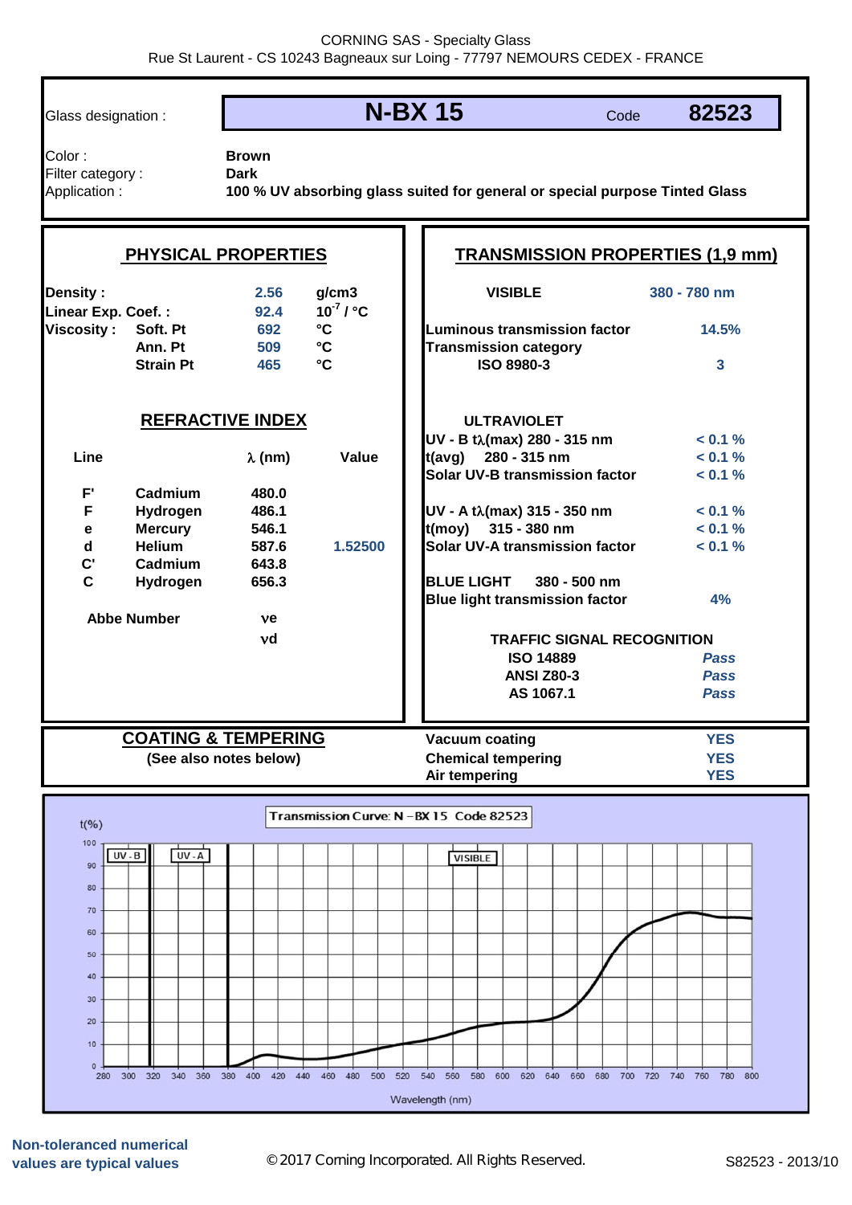CORNING SAS - Specialty Glass
Rue St Laurent - CS 10243 Bagneaux sur Loing - 77797 NEMOURS CEDEX - FRANCE

| | | | |
|---|---|---|---|
| Glass designation : | **N-BX 15** | Code | **82523** |
| Color : | **Brown** | | |
| Filter category : | **Dark** | | |
| Application : | **100 % UV absorbing glass suited for general or special purpose Tinted Glass** | | |

## PHYSICAL PROPERTIES

| | | | |
|---|---|---|---|
| **Density :** | | 2.56 | g/cm3 |
| **Linear Exp. Coef. :** | | 92.4 | $10^{-7}$ / °C |
| **Viscosity :** | Soft. Pt | 692 | °C |
| | Ann. Pt | 509 | °C |
| | Strain Pt | 465 | °C |

## REFRACTIVE INDEX

| Line | | λ (nm) | Value |
|---|---|---|---|
| F' | Cadmium | 480.0 | |
| F | Hydrogen | 486.1 | |
| e | Mercury | 546.1 | |
| d | Helium | 587.6 | 1.52500 |
| C' | Cadmium | 643.8 | |
| C | Hydrogen | 656.3 | |

| Abbe Number | |
|---|---|
| νe | |
| νd | |

## TRANSMISSION PROPERTIES (1,9 mm)

| **VISIBLE** | **380 - 780 nm** |
|---|---|
| Luminous transmission factor | 14.5% |
| Transmission category ISO 8980-3 | 3 |
| **ULTRAVIOLET** | |
| UV - B tλ(max) 280 - 315 nm | < 0.1 % |
| t(avg) 280 - 315 nm | < 0.1 % |
| Solar UV-B transmission factor | < 0.1 % |
| UV - A tλ(max) 315 - 350 nm | < 0.1 % |
| t(moy) 315 - 380 nm | < 0.1 % |
| Solar UV-A transmission factor | < 0.1 % |
| **BLUE LIGHT 380 - 500 nm** | |
| Blue light transmission factor | 4% |
| **TRAFFIC SIGNAL RECOGNITION** | |
| ISO 14889 | *Pass* |
| ANSI Z80-3 | *Pass* |
| AS 1067.1 | *Pass* |

## COATING & TEMPERING

(See also notes below)

| | |
|---|---|
| Vacuum coating | YES |
| Chemical tempering | YES |
| Air tempering | YES |

Transmission Curve: N - BX 15 Code 82523

Non-toleranced numerical values are typical values

© 2017 Corning Incorporated. All Rights Reserved.

S82523 - 2013/10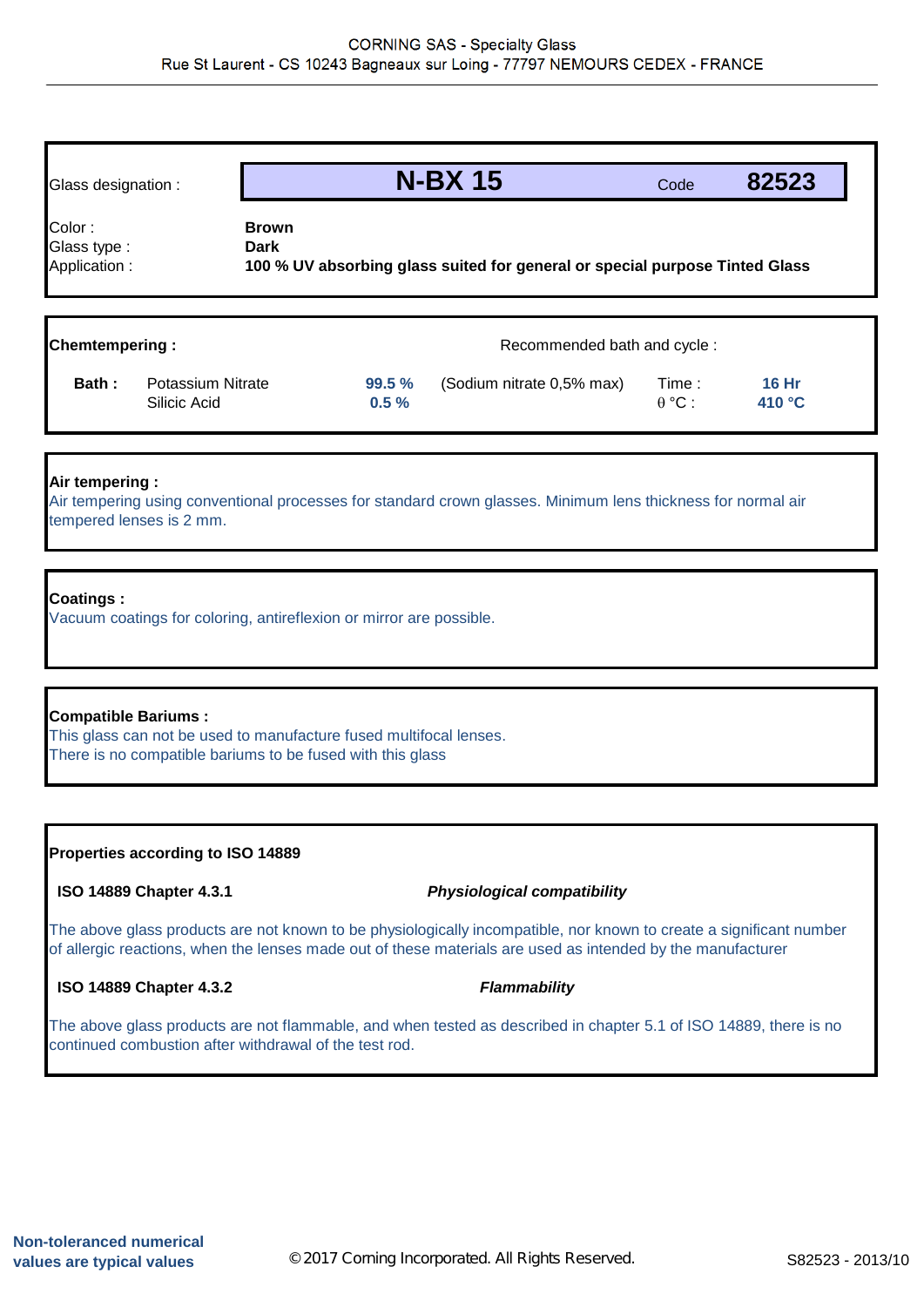Glass designation : **N-BX 15** Code **82523**

| | |
|---|---|
| Color : | **Brown** |
| Glass type : | **Dark** |
| Application : | **100 % UV absorbing glass suited for general or special purpose Tinted Glass** |

**Chemtempering :**

Recommended bath and cycle :

| | | | | | |
|---|---|---|---|---|---|
| **Bath :** | Potassium Nitrate | **99.5 %** | (Sodium nitrate 0,5% max) | Time : | **16 Hr** |
| | Silicic Acid | **0.5 %** | | θ °C : | **410 °C** |

**Air tempering :**

Air tempering using conventional processes for standard crown glasses. Minimum lens thickness for normal air tempered lenses is 2 mm.

**Coatings :**

Vacuum coatings for coloring, antireflexion or mirror are possible.

**Compatible Bariums :**

This glass can not be used to manufacture fused multifocal lenses.
There is no compatible bariums to be fused with this glass

**Properties according to ISO 14889**

**ISO 14889 Chapter 4.3.1** ***Physiological compatibility***

The above glass products are not known to be physiologically incompatible, nor known to create a significant number of allergic reactions, when the lenses made out of these materials are used as intended by the manufacturer

**ISO 14889 Chapter 4.3.2** ***Flammability***

The above glass products are not flammable, and when tested as described in chapter 5.1 of ISO 14889, there is no continued combustion after withdrawal of the test rod.

**Non-toleranced numerical values are typical values**

©2017 Corning Incorporated. All Rights Reserved.

S82523 - 2013/10